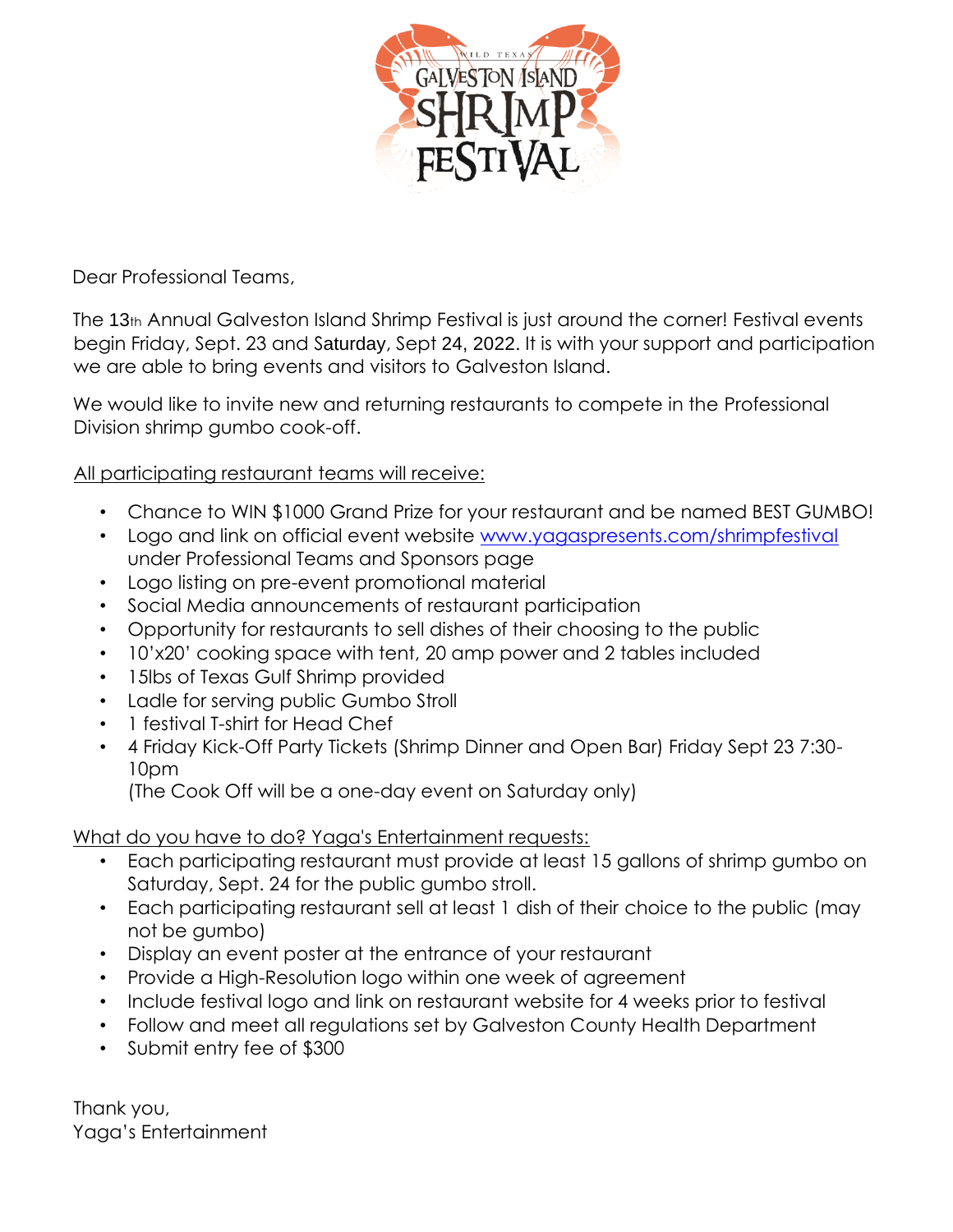Dear Professional Teams,

The 13th Annual Galveston Island Shrimp Festival is just around the corner! Festival events begin Friday, Sept. 23 and Saturday, Sept 24, 2022. It is with your support and participation we are able to bring events and visitors to Galveston Island.

We would like to invite new and returning restaurants to compete in the Professional Division shrimp gumbo cook-off.

All participating restaurant teams will receive:

- Chance to WIN $1000 Grand Prize for your restaurant and be named BEST GUMBO!
- Logo and link on official event website www.yagaspresents.com/shrimpfestival under Professional Teams and Sponsors page
- Logo listing on pre-event promotional material
- Social Media announcements of restaurant participation
- Opportunity for restaurants to sell dishes of their choosing to the public
- 10'x20' cooking space with tent, 20 amp power and 2 tables included
- 15lbs of Texas Gulf Shrimp provided
- Ladle for serving public Gumbo Stroll
- 1 festival T-shirt for Head Chef
- 4 Friday Kick-Off Party Tickets (Shrimp Dinner and Open Bar) Friday Sept 23 7:30-10pm
  (The Cook Off will be a one-day event on Saturday only)

What do you have to do? Yaga's Entertainment requests:

- Each participating restaurant must provide at least 15 gallons of shrimp gumbo on Saturday, Sept. 24 for the public gumbo stroll.
- Each participating restaurant sell at least 1 dish of their choice to the public (may not be gumbo)
- Display an event poster at the entrance of your restaurant
- Provide a High-Resolution logo within one week of agreement
- Include festival logo and link on restaurant website for 4 weeks prior to festival
- Follow and meet all regulations set by Galveston County Health Department
- Submit entry fee of $300

Thank you,
Yaga's Entertainment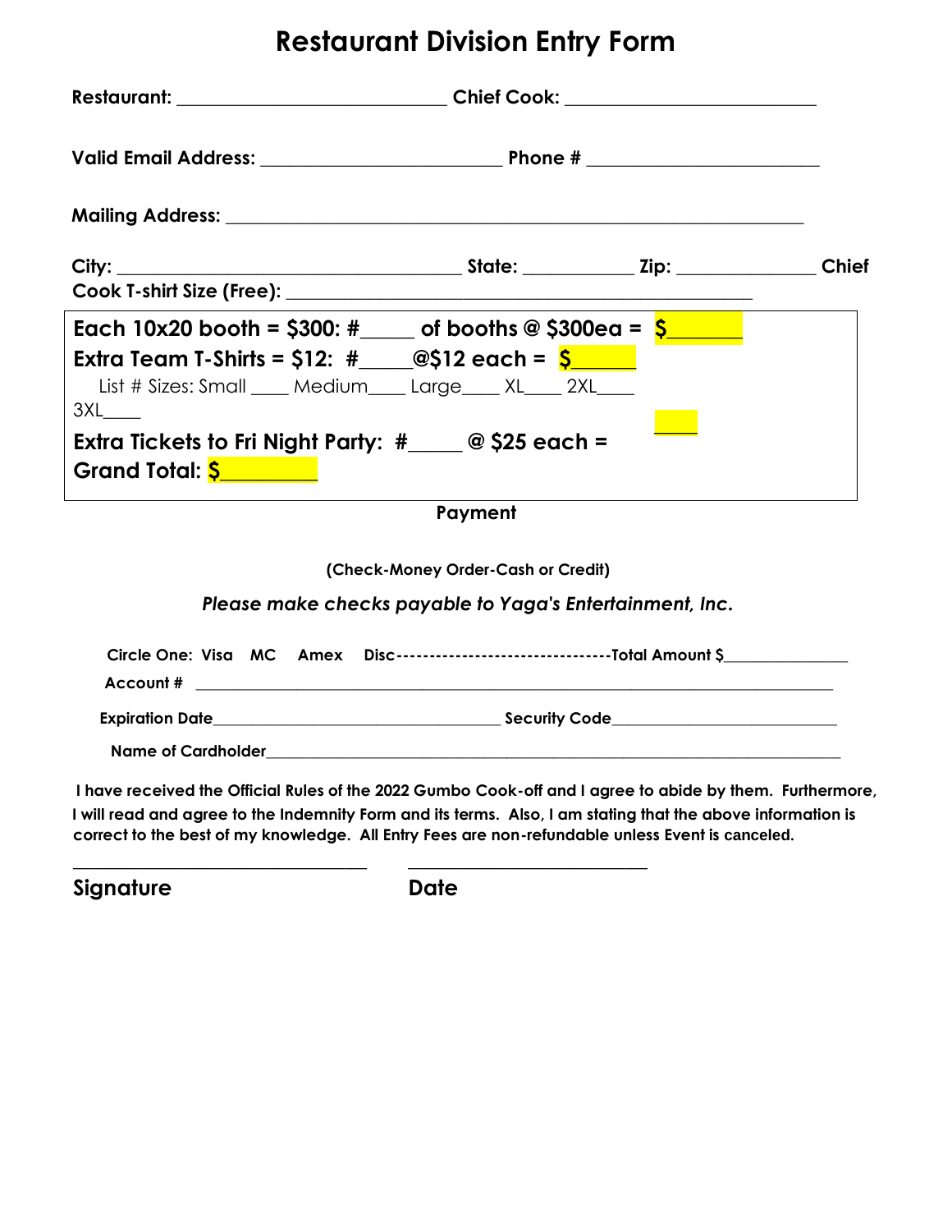# Restaurant Division Entry Form

**Restaurant:** ____________________________ **Chief Cook:** __________________________

**Valid Email Address:** _________________________ **Phone #** ________________________

**Mailing Address:** ____________________________________________________________

**City:** ___________________________________ **State:** ___________ **Zip:** ______________ **Chief Cook T-shirt Size (Free):** _________________________________________________

**Each 10x20 booth = $300: #_____ of booths @ $300ea = $_______**

**Extra Team T-Shirts = $12: #_____@$12 each = $______**

List # Sizes: Small ____ Medium____ Large____ XL____ 2XL____ 3XL____

**Extra Tickets to Fri Night Party: #_____ @ $25 each =** ____

**Grand Total: $_________**

**Payment**

**(Check-Money Order-Cash or Credit)**

***Please make checks payable to Yaga's Entertainment, Inc.***

**Circle One: Visa MC Amex Disc--------------------------------Total Amount $**______________

**Account #** ______________________________________________________________________

**Expiration Date**________________________________ **Security Code**__________________________

**Name of Cardholder**_________________________________________________________________

**I have received the Official Rules of the 2022 Gumbo Cook-off and I agree to abide by them. Furthermore, I will read and agree to the Indemnity Form and its terms. Also, I am stating that the above information is correct to the best of my knowledge. All Entry Fees are non-refundable unless Event is canceled.**

_________________________________ __________________________

**Signature** **Date**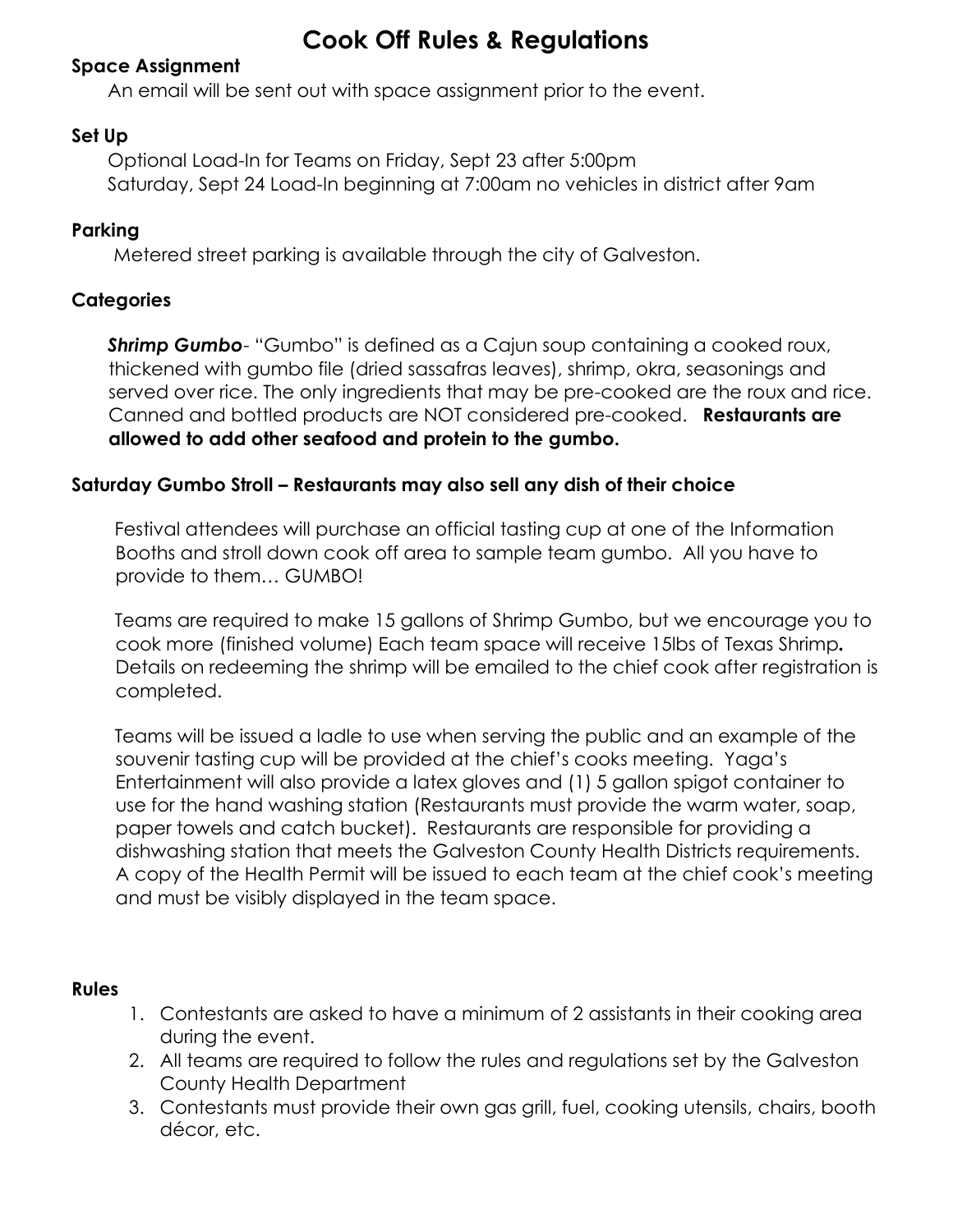# Cook Off Rules & Regulations

### Space Assignment

An email will be sent out with space assignment prior to the event.

### Set Up

Optional Load-In for Teams on Friday, Sept 23 after 5:00pm
Saturday, Sept 24 Load-In beginning at 7:00am no vehicles in district after 9am

### Parking

Metered street parking is available through the city of Galveston.

### Categories

***Shrimp Gumbo***- "Gumbo" is defined as a Cajun soup containing a cooked roux, thickened with gumbo file (dried sassafras leaves), shrimp, okra, seasonings and served over rice. The only ingredients that may be pre-cooked are the roux and rice. Canned and bottled products are NOT considered pre-cooked. **Restaurants are allowed to add other seafood and protein to the gumbo.**

### Saturday Gumbo Stroll – Restaurants may also sell any dish of their choice

Festival attendees will purchase an official tasting cup at one of the Information Booths and stroll down cook off area to sample team gumbo. All you have to provide to them… GUMBO!

Teams are required to make 15 gallons of Shrimp Gumbo, but we encourage you to cook more (finished volume) Each team space will receive 15lbs of Texas Shrimp**.** Details on redeeming the shrimp will be emailed to the chief cook after registration is completed.

Teams will be issued a ladle to use when serving the public and an example of the souvenir tasting cup will be provided at the chief's cooks meeting. Yaga's Entertainment will also provide a latex gloves and (1) 5 gallon spigot container to use for the hand washing station (Restaurants must provide the warm water, soap, paper towels and catch bucket). Restaurants are responsible for providing a dishwashing station that meets the Galveston County Health Districts requirements. A copy of the Health Permit will be issued to each team at the chief cook's meeting and must be visibly displayed in the team space.

### Rules

1. Contestants are asked to have a minimum of 2 assistants in their cooking area during the event.
2. All teams are required to follow the rules and regulations set by the Galveston County Health Department
3. Contestants must provide their own gas grill, fuel, cooking utensils, chairs, booth décor, etc.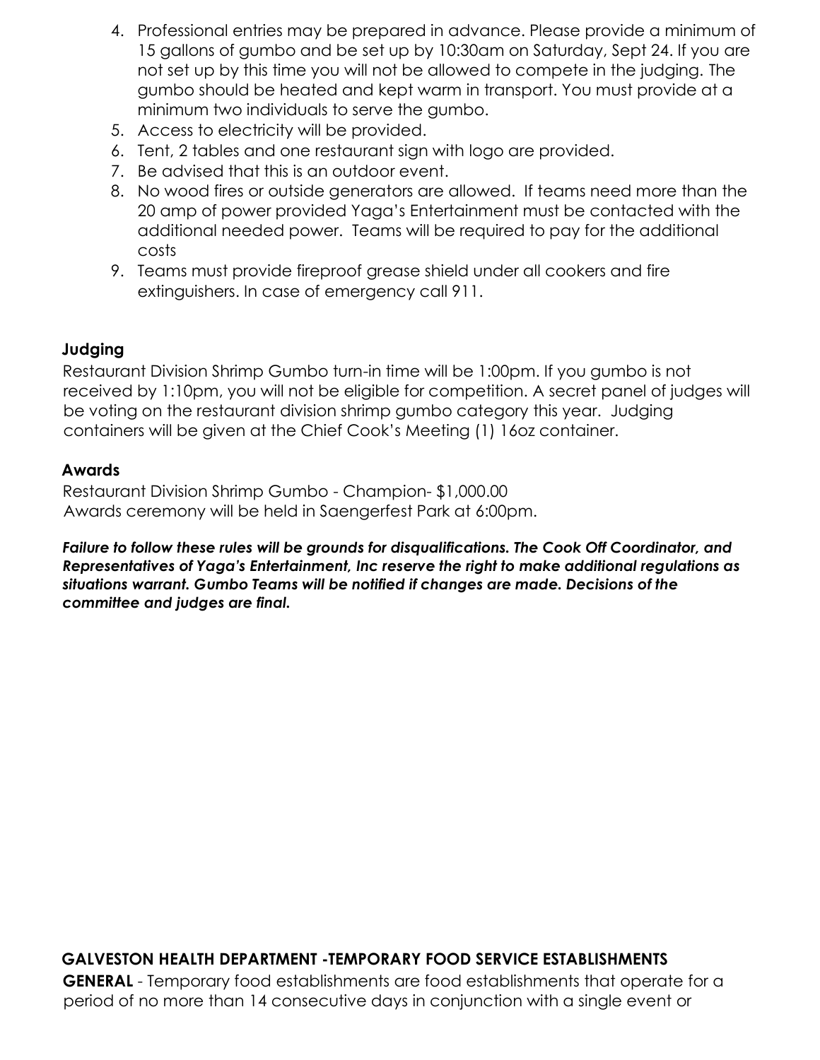4. Professional entries may be prepared in advance. Please provide a minimum of 15 gallons of gumbo and be set up by 10:30am on Saturday, Sept 24. If you are not set up by this time you will not be allowed to compete in the judging. The gumbo should be heated and kept warm in transport. You must provide at a minimum two individuals to serve the gumbo.
5. Access to electricity will be provided.
6. Tent, 2 tables and one restaurant sign with logo are provided.
7. Be advised that this is an outdoor event.
8. No wood fires or outside generators are allowed. If teams need more than the 20 amp of power provided Yaga's Entertainment must be contacted with the additional needed power. Teams will be required to pay for the additional costs
9. Teams must provide fireproof grease shield under all cookers and fire extinguishers. In case of emergency call 911.

**Judging**

Restaurant Division Shrimp Gumbo turn-in time will be 1:00pm. If you gumbo is not received by 1:10pm, you will not be eligible for competition. A secret panel of judges will be voting on the restaurant division shrimp gumbo category this year. Judging containers will be given at the Chief Cook's Meeting (1) 16oz container.

**Awards**

Restaurant Division Shrimp Gumbo - Champion- $1,000.00
Awards ceremony will be held in Saengerfest Park at 6:00pm.

***Failure to follow these rules will be grounds for disqualifications. The Cook Off Coordinator, and Representatives of Yaga's Entertainment, Inc reserve the right to make additional regulations as situations warrant. Gumbo Teams will be notified if changes are made. Decisions of the committee and judges are final.***

**GALVESTON HEALTH DEPARTMENT -TEMPORARY FOOD SERVICE ESTABLISHMENTS**

**GENERAL** - Temporary food establishments are food establishments that operate for a period of no more than 14 consecutive days in conjunction with a single event or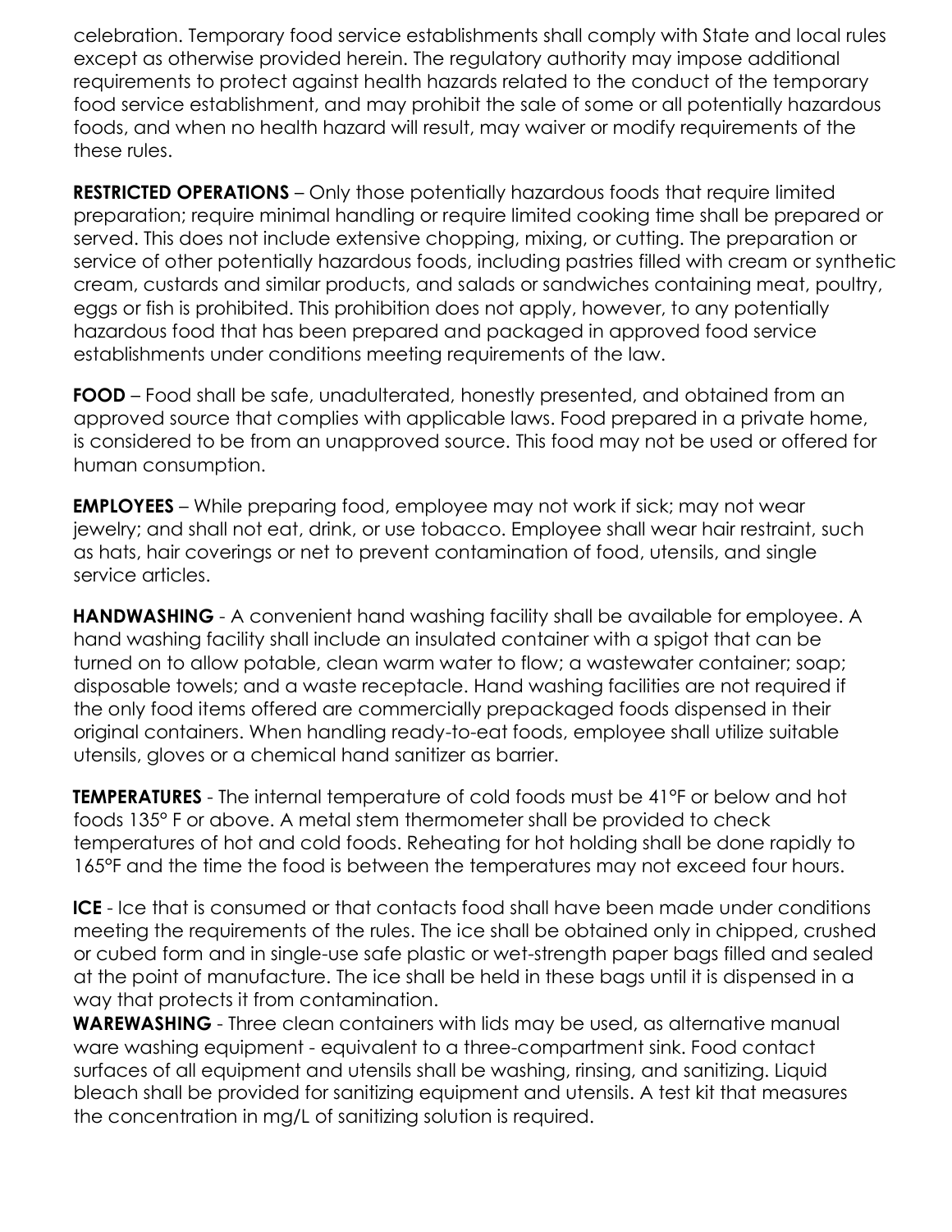celebration. Temporary food service establishments shall comply with State and local rules except as otherwise provided herein. The regulatory authority may impose additional requirements to protect against health hazards related to the conduct of the temporary food service establishment, and may prohibit the sale of some or all potentially hazardous foods, and when no health hazard will result, may waiver or modify requirements of the these rules.

**RESTRICTED OPERATIONS** – Only those potentially hazardous foods that require limited preparation; require minimal handling or require limited cooking time shall be prepared or served. This does not include extensive chopping, mixing, or cutting. The preparation or service of other potentially hazardous foods, including pastries filled with cream or synthetic cream, custards and similar products, and salads or sandwiches containing meat, poultry, eggs or fish is prohibited. This prohibition does not apply, however, to any potentially hazardous food that has been prepared and packaged in approved food service establishments under conditions meeting requirements of the law.

**FOOD** – Food shall be safe, unadulterated, honestly presented, and obtained from an approved source that complies with applicable laws. Food prepared in a private home, is considered to be from an unapproved source. This food may not be used or offered for human consumption.

**EMPLOYEES** – While preparing food, employee may not work if sick; may not wear jewelry; and shall not eat, drink, or use tobacco. Employee shall wear hair restraint, such as hats, hair coverings or net to prevent contamination of food, utensils, and single service articles.

**HANDWASHING** - A convenient hand washing facility shall be available for employee. A hand washing facility shall include an insulated container with a spigot that can be turned on to allow potable, clean warm water to flow; a wastewater container; soap; disposable towels; and a waste receptacle. Hand washing facilities are not required if the only food items offered are commercially prepackaged foods dispensed in their original containers. When handling ready-to-eat foods, employee shall utilize suitable utensils, gloves or a chemical hand sanitizer as barrier.

**TEMPERATURES** - The internal temperature of cold foods must be 41°F or below and hot foods 135° F or above. A metal stem thermometer shall be provided to check temperatures of hot and cold foods. Reheating for hot holding shall be done rapidly to 165°F and the time the food is between the temperatures may not exceed four hours.

**ICE** - Ice that is consumed or that contacts food shall have been made under conditions meeting the requirements of the rules. The ice shall be obtained only in chipped, crushed or cubed form and in single-use safe plastic or wet-strength paper bags filled and sealed at the point of manufacture. The ice shall be held in these bags until it is dispensed in a way that protects it from contamination.

**WAREWASHING** - Three clean containers with lids may be used, as alternative manual ware washing equipment - equivalent to a three-compartment sink. Food contact surfaces of all equipment and utensils shall be washing, rinsing, and sanitizing. Liquid bleach shall be provided for sanitizing equipment and utensils. A test kit that measures the concentration in mg/L of sanitizing solution is required.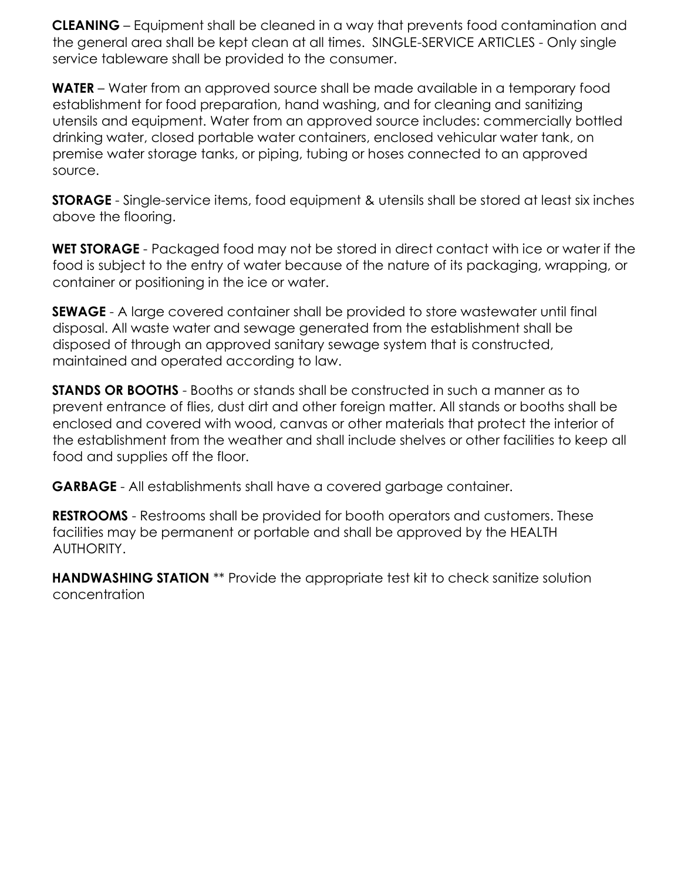**CLEANING** – Equipment shall be cleaned in a way that prevents food contamination and the general area shall be kept clean at all times. SINGLE-SERVICE ARTICLES - Only single service tableware shall be provided to the consumer.

**WATER** – Water from an approved source shall be made available in a temporary food establishment for food preparation, hand washing, and for cleaning and sanitizing utensils and equipment. Water from an approved source includes: commercially bottled drinking water, closed portable water containers, enclosed vehicular water tank, on premise water storage tanks, or piping, tubing or hoses connected to an approved source.

**STORAGE** - Single-service items, food equipment & utensils shall be stored at least six inches above the flooring.

**WET STORAGE** - Packaged food may not be stored in direct contact with ice or water if the food is subject to the entry of water because of the nature of its packaging, wrapping, or container or positioning in the ice or water.

**SEWAGE** - A large covered container shall be provided to store wastewater until final disposal. All waste water and sewage generated from the establishment shall be disposed of through an approved sanitary sewage system that is constructed, maintained and operated according to law.

**STANDS OR BOOTHS** - Booths or stands shall be constructed in such a manner as to prevent entrance of flies, dust dirt and other foreign matter. All stands or booths shall be enclosed and covered with wood, canvas or other materials that protect the interior of the establishment from the weather and shall include shelves or other facilities to keep all food and supplies off the floor.

**GARBAGE** - All establishments shall have a covered garbage container.

**RESTROOMS** - Restrooms shall be provided for booth operators and customers. These facilities may be permanent or portable and shall be approved by the HEALTH AUTHORITY.

**HANDWASHING STATION** ** Provide the appropriate test kit to check sanitize solution concentration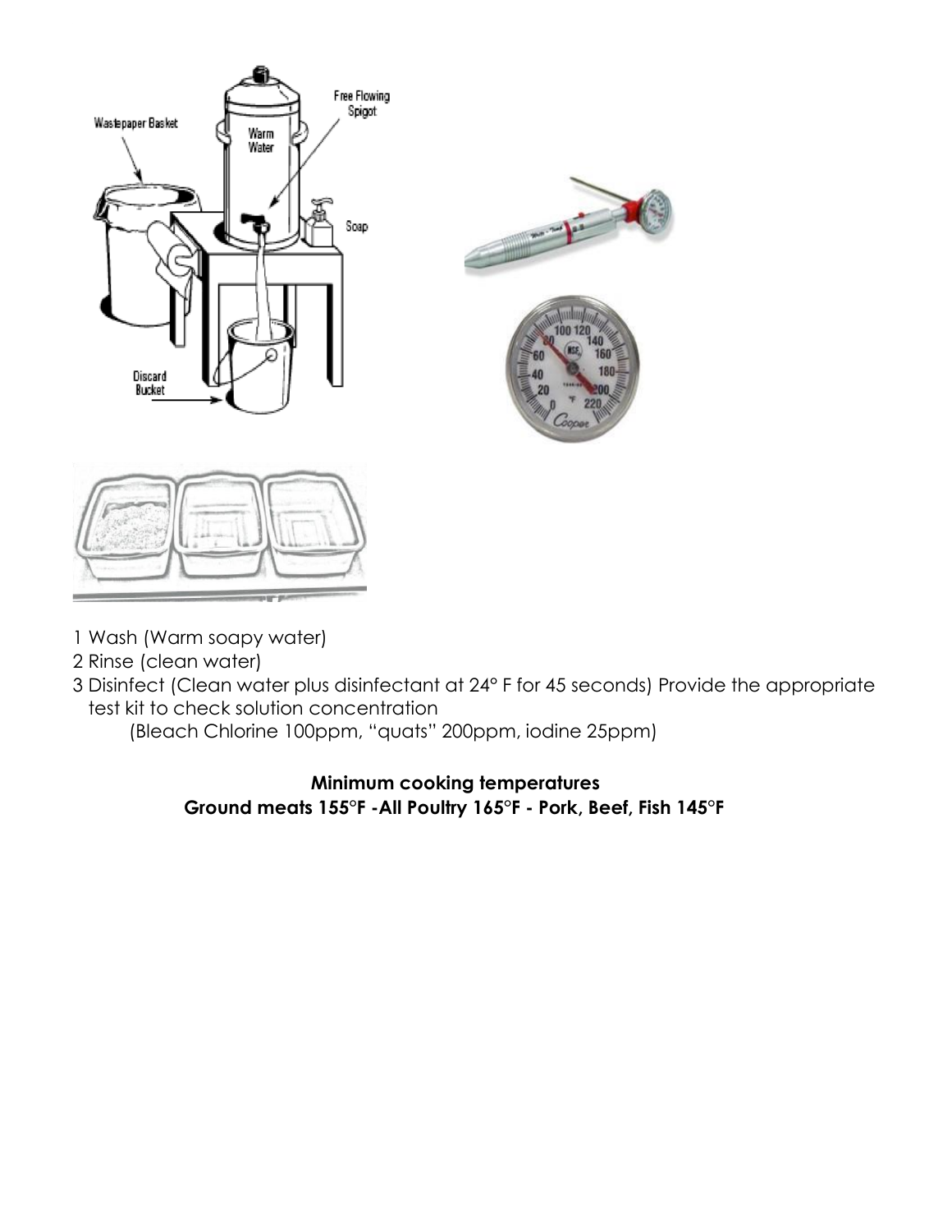1 Wash (Warm soapy water)
2 Rinse (clean water)
3 Disinfect (Clean water plus disinfectant at 24° F for 45 seconds) Provide the appropriate test kit to check solution concentration
   (Bleach Chlorine 100ppm, "quats" 200ppm, iodine 25ppm)

**Minimum cooking temperatures**
**Ground meats 155°F -All Poultry 165°F - Pork, Beef, Fish 145°F**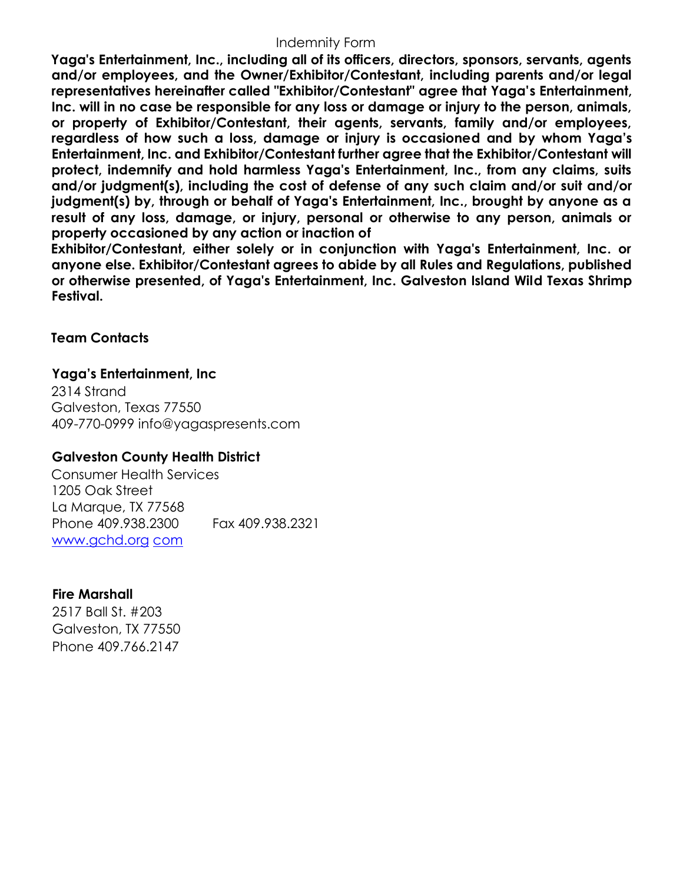Indemnity Form

**Yaga's Entertainment, Inc., including all of its officers, directors, sponsors, servants, agents and/or employees, and the Owner/Exhibitor/Contestant, including parents and/or legal representatives hereinafter called "Exhibitor/Contestant" agree that Yaga's Entertainment, Inc. will in no case be responsible for any loss or damage or injury to the person, animals, or property of Exhibitor/Contestant, their agents, servants, family and/or employees, regardless of how such a loss, damage or injury is occasioned and by whom Yaga's Entertainment, Inc. and Exhibitor/Contestant further agree that the Exhibitor/Contestant will protect, indemnify and hold harmless Yaga's Entertainment, Inc., from any claims, suits and/or judgment(s), including the cost of defense of any such claim and/or suit and/or judgment(s) by, through or behalf of Yaga's Entertainment, Inc., brought by anyone as a result of any loss, damage, or injury, personal or otherwise to any person, animals or property occasioned by any action or inaction of**

**Exhibitor/Contestant, either solely or in conjunction with Yaga's Entertainment, Inc. or anyone else. Exhibitor/Contestant agrees to abide by all Rules and Regulations, published or otherwise presented, of Yaga's Entertainment, Inc. Galveston Island Wild Texas Shrimp Festival.**

**Team Contacts**

**Yaga's Entertainment, Inc**
2314 Strand
Galveston, Texas 77550
409-770-0999 info@yagaspresents.com

**Galveston County Health District**
Consumer Health Services
1205 Oak Street
La Marque, TX 77568
Phone 409.938.2300 Fax 409.938.2321
www.gchd.org com

**Fire Marshall**
2517 Ball St. #203
Galveston, TX 77550
Phone 409.766.2147